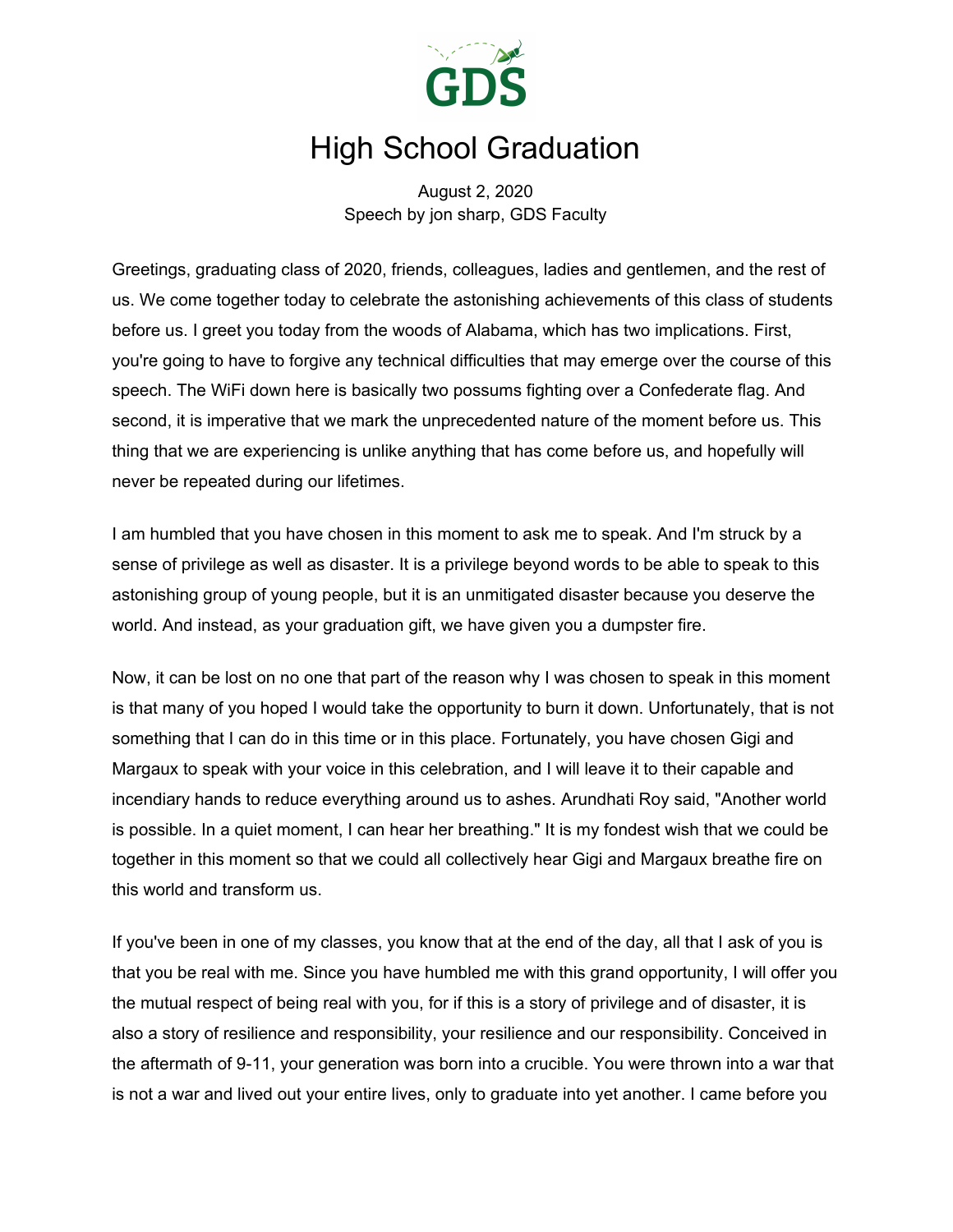GDS

# High School Graduation

August 2, 2020
Speech by jon sharp, GDS Faculty

Greetings, graduating class of 2020, friends, colleagues, ladies and gentlemen, and the rest of us. We come together today to celebrate the astonishing achievements of this class of students before us. I greet you today from the woods of Alabama, which has two implications. First, you're going to have to forgive any technical difficulties that may emerge over the course of this speech. The WiFi down here is basically two possums fighting over a Confederate flag. And second, it is imperative that we mark the unprecedented nature of the moment before us. This thing that we are experiencing is unlike anything that has come before us, and hopefully will never be repeated during our lifetimes.

I am humbled that you have chosen in this moment to ask me to speak. And I'm struck by a sense of privilege as well as disaster. It is a privilege beyond words to be able to speak to this astonishing group of young people, but it is an unmitigated disaster because you deserve the world. And instead, as your graduation gift, we have given you a dumpster fire.

Now, it can be lost on no one that part of the reason why I was chosen to speak in this moment is that many of you hoped I would take the opportunity to burn it down. Unfortunately, that is not something that I can do in this time or in this place. Fortunately, you have chosen Gigi and Margaux to speak with your voice in this celebration, and I will leave it to their capable and incendiary hands to reduce everything around us to ashes. Arundhati Roy said, "Another world is possible. In a quiet moment, I can hear her breathing." It is my fondest wish that we could be together in this moment so that we could all collectively hear Gigi and Margaux breathe fire on this world and transform us.

If you've been in one of my classes, you know that at the end of the day, all that I ask of you is that you be real with me. Since you have humbled me with this grand opportunity, I will offer you the mutual respect of being real with you, for if this is a story of privilege and of disaster, it is also a story of resilience and responsibility, your resilience and our responsibility. Conceived in the aftermath of 9-11, your generation was born into a crucible. You were thrown into a war that is not a war and lived out your entire lives, only to graduate into yet another. I came before you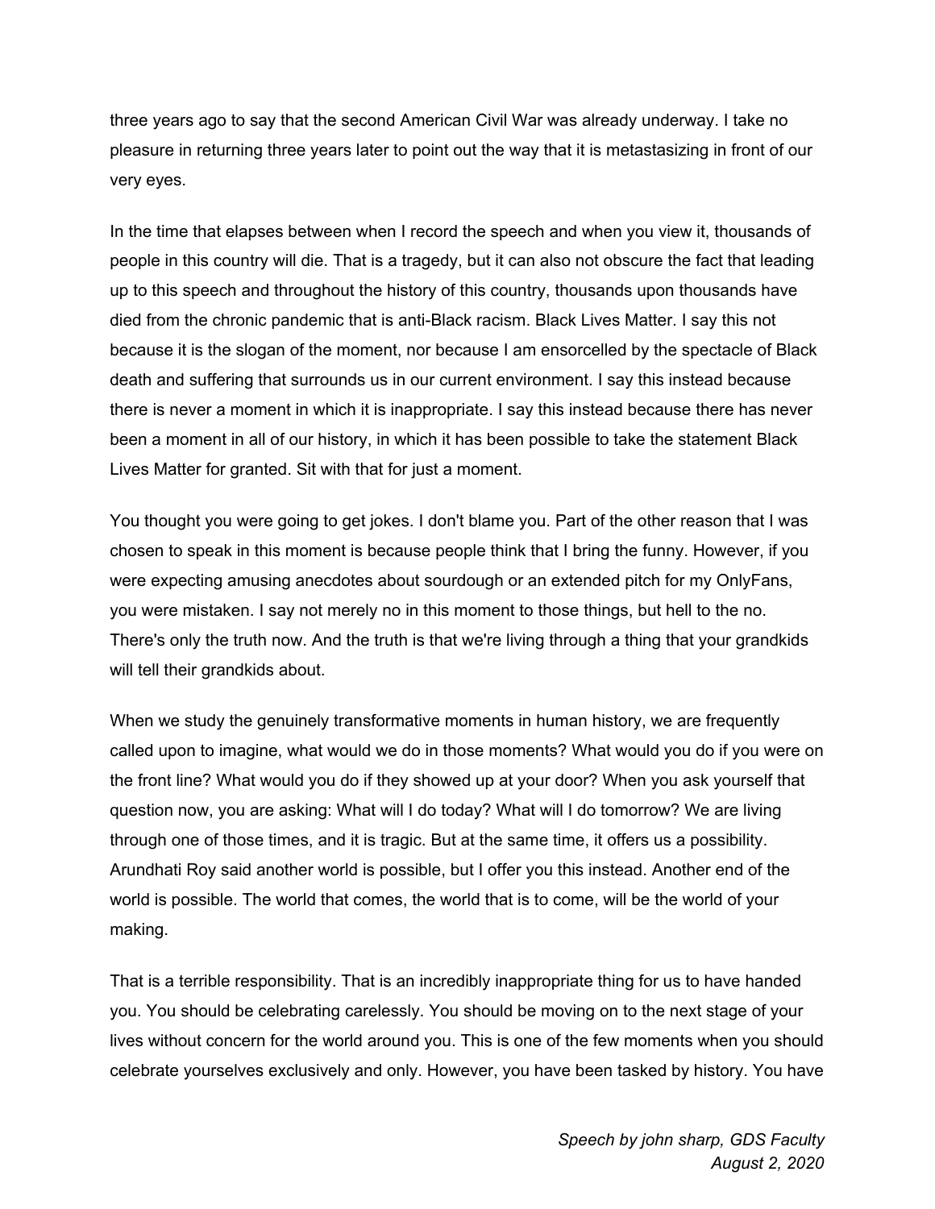three years ago to say that the second American Civil War was already underway. I take no pleasure in returning three years later to point out the way that it is metastasizing in front of our very eyes.

In the time that elapses between when I record the speech and when you view it, thousands of people in this country will die. That is a tragedy, but it can also not obscure the fact that leading up to this speech and throughout the history of this country, thousands upon thousands have died from the chronic pandemic that is anti-Black racism. Black Lives Matter. I say this not because it is the slogan of the moment, nor because I am ensorcelled by the spectacle of Black death and suffering that surrounds us in our current environment. I say this instead because there is never a moment in which it is inappropriate. I say this instead because there has never been a moment in all of our history, in which it has been possible to take the statement Black Lives Matter for granted. Sit with that for just a moment.

You thought you were going to get jokes. I don't blame you. Part of the other reason that I was chosen to speak in this moment is because people think that I bring the funny. However, if you were expecting amusing anecdotes about sourdough or an extended pitch for my OnlyFans, you were mistaken. I say not merely no in this moment to those things, but hell to the no. There's only the truth now. And the truth is that we're living through a thing that your grandkids will tell their grandkids about.

When we study the genuinely transformative moments in human history, we are frequently called upon to imagine, what would we do in those moments? What would you do if you were on the front line? What would you do if they showed up at your door? When you ask yourself that question now, you are asking: What will I do today? What will I do tomorrow? We are living through one of those times, and it is tragic. But at the same time, it offers us a possibility. Arundhati Roy said another world is possible, but I offer you this instead. Another end of the world is possible. The world that comes, the world that is to come, will be the world of your making.

That is a terrible responsibility. That is an incredibly inappropriate thing for us to have handed you. You should be celebrating carelessly. You should be moving on to the next stage of your lives without concern for the world around you. This is one of the few moments when you should celebrate yourselves exclusively and only. However, you have been tasked by history. You have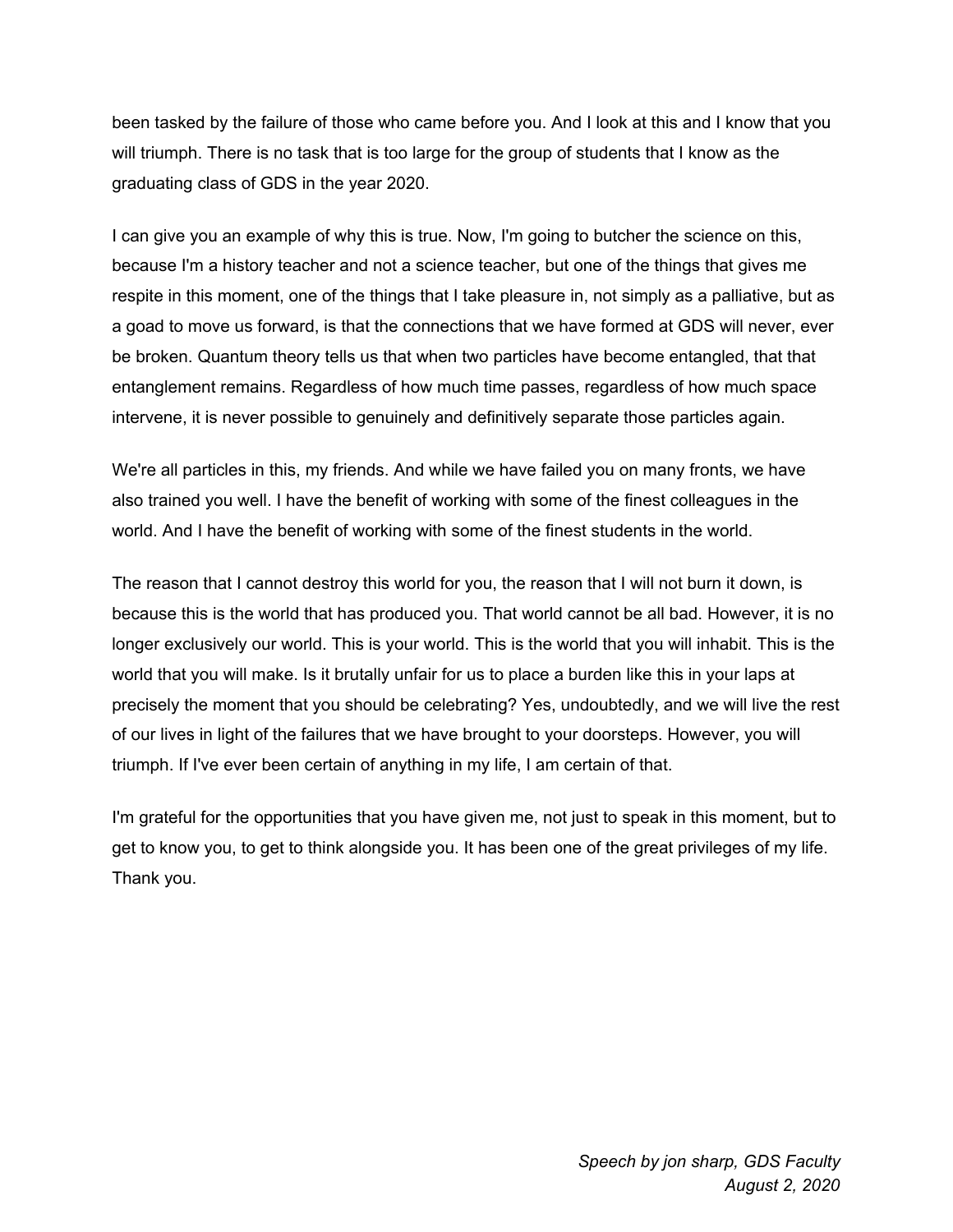been tasked by the failure of those who came before you. And I look at this and I know that you will triumph. There is no task that is too large for the group of students that I know as the graduating class of GDS in the year 2020.

I can give you an example of why this is true. Now, I'm going to butcher the science on this, because I'm a history teacher and not a science teacher, but one of the things that gives me respite in this moment, one of the things that I take pleasure in, not simply as a palliative, but as a goad to move us forward, is that the connections that we have formed at GDS will never, ever be broken. Quantum theory tells us that when two particles have become entangled, that that entanglement remains. Regardless of how much time passes, regardless of how much space intervene, it is never possible to genuinely and definitively separate those particles again.

We're all particles in this, my friends. And while we have failed you on many fronts, we have also trained you well. I have the benefit of working with some of the finest colleagues in the world. And I have the benefit of working with some of the finest students in the world.

The reason that I cannot destroy this world for you, the reason that I will not burn it down, is because this is the world that has produced you. That world cannot be all bad. However, it is no longer exclusively our world. This is your world. This is the world that you will inhabit. This is the world that you will make. Is it brutally unfair for us to place a burden like this in your laps at precisely the moment that you should be celebrating? Yes, undoubtedly, and we will live the rest of our lives in light of the failures that we have brought to your doorsteps. However, you will triumph. If I've ever been certain of anything in my life, I am certain of that.

I'm grateful for the opportunities that you have given me, not just to speak in this moment, but to get to know you, to get to think alongside you. It has been one of the great privileges of my life. Thank you.

*Speech by jon sharp, GDS Faculty*
*August 2, 2020*